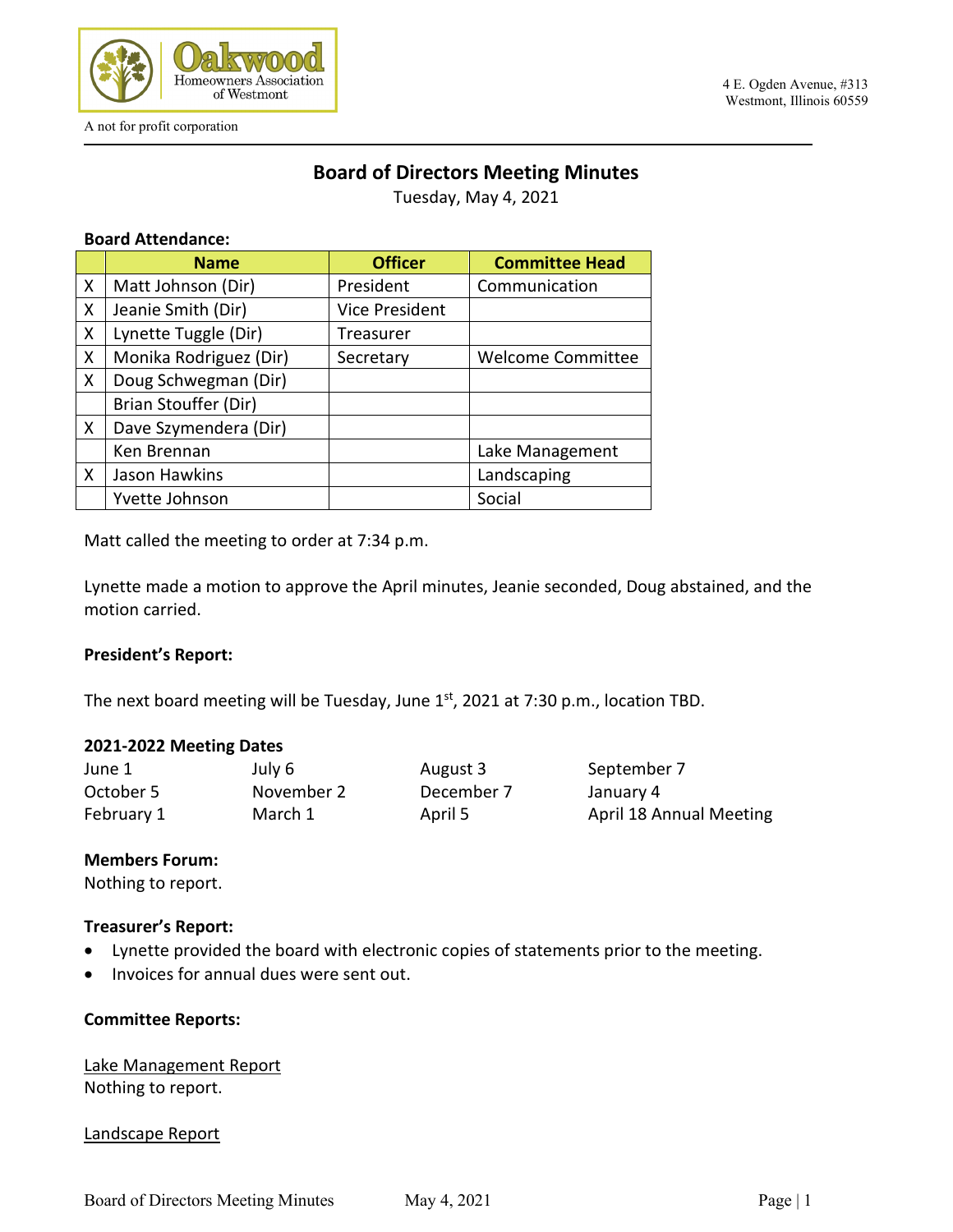Oakwood Homeowners Association of Westmont

A not for profit corporation

4 E. Ogden Avenue, #313
Westmont, Illinois 60559

# Board of Directors Meeting Minutes

Tuesday, May 4, 2021

**Board Attendance:**

| | Name | Officer | Committee Head |
|---|---|---|---|
| X | Matt Johnson (Dir) | President | Communication |
| X | Jeanie Smith (Dir) | Vice President | |
| X | Lynette Tuggle (Dir) | Treasurer | |
| X | Monika Rodriguez (Dir) | Secretary | Welcome Committee |
| X | Doug Schwegman (Dir) | | |
| | Brian Stouffer (Dir) | | |
| X | Dave Szymendera (Dir) | | |
| | Ken Brennan | | Lake Management |
| X | Jason Hawkins | | Landscaping |
| | Yvette Johnson | | Social |

Matt called the meeting to order at 7:34 p.m.

Lynette made a motion to approve the April minutes, Jeanie seconded, Doug abstained, and the motion carried.

**President's Report:**

The next board meeting will be Tuesday, June 1st, 2021 at 7:30 p.m., location TBD.

**2021-2022 Meeting Dates**

| | | | |
|---|---|---|---|
| June 1 | July 6 | August 3 | September 7 |
| October 5 | November 2 | December 7 | January 4 |
| February 1 | March 1 | April 5 | April 18 Annual Meeting |

**Members Forum:**
Nothing to report.

**Treasurer's Report:**

- Lynette provided the board with electronic copies of statements prior to the meeting.
- Invoices for annual dues were sent out.

**Committee Reports:**

Lake Management Report
Nothing to report.

Landscape Report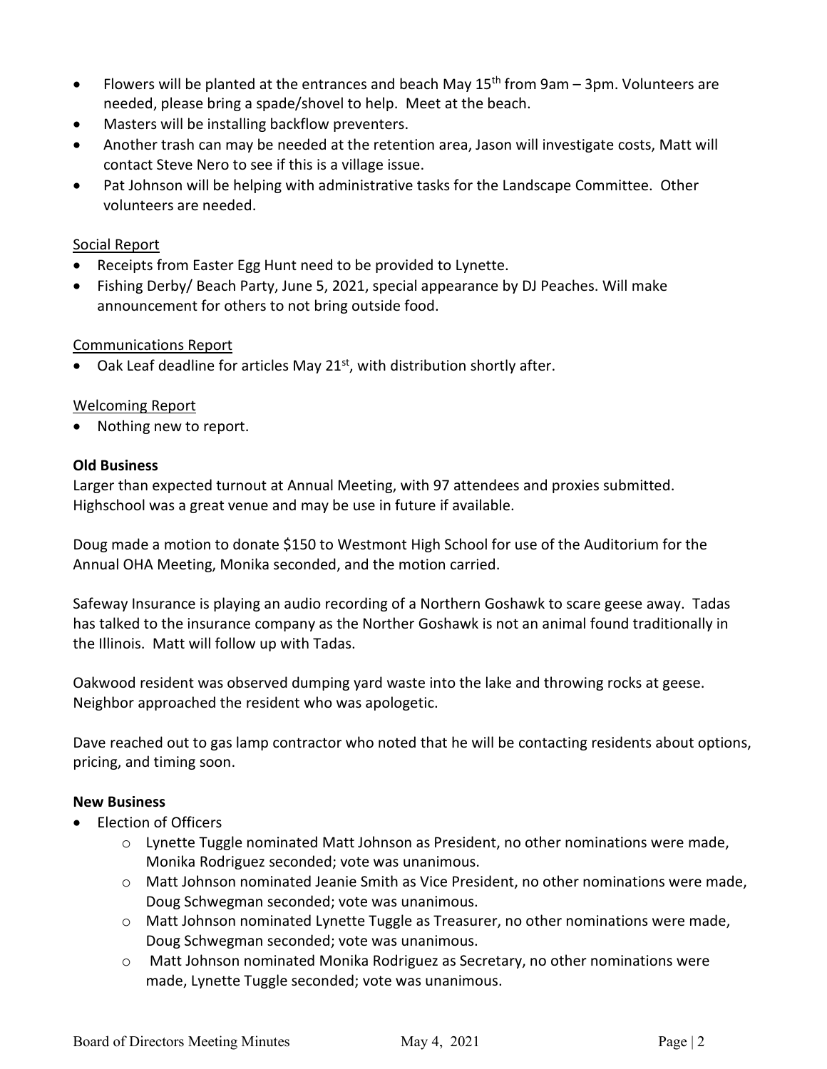- Flowers will be planted at the entrances and beach May 15th from 9am – 3pm. Volunteers are needed, please bring a spade/shovel to help. Meet at the beach.
- Masters will be installing backflow preventers.
- Another trash can may be needed at the retention area, Jason will investigate costs, Matt will contact Steve Nero to see if this is a village issue.
- Pat Johnson will be helping with administrative tasks for the Landscape Committee. Other volunteers are needed.

Social Report

- Receipts from Easter Egg Hunt need to be provided to Lynette.
- Fishing Derby/ Beach Party, June 5, 2021, special appearance by DJ Peaches. Will make announcement for others to not bring outside food.

Communications Report

- Oak Leaf deadline for articles May 21st, with distribution shortly after.

Welcoming Report

- Nothing new to report.

**Old Business**

Larger than expected turnout at Annual Meeting, with 97 attendees and proxies submitted. Highschool was a great venue and may be use in future if available.

Doug made a motion to donate $150 to Westmont High School for use of the Auditorium for the Annual OHA Meeting, Monika seconded, and the motion carried.

Safeway Insurance is playing an audio recording of a Northern Goshawk to scare geese away. Tadas has talked to the insurance company as the Norther Goshawk is not an animal found traditionally in the Illinois. Matt will follow up with Tadas.

Oakwood resident was observed dumping yard waste into the lake and throwing rocks at geese. Neighbor approached the resident who was apologetic.

Dave reached out to gas lamp contractor who noted that he will be contacting residents about options, pricing, and timing soon.

**New Business**

- Election of Officers
  - Lynette Tuggle nominated Matt Johnson as President, no other nominations were made, Monika Rodriguez seconded; vote was unanimous.
  - Matt Johnson nominated Jeanie Smith as Vice President, no other nominations were made, Doug Schwegman seconded; vote was unanimous.
  - Matt Johnson nominated Lynette Tuggle as Treasurer, no other nominations were made, Doug Schwegman seconded; vote was unanimous.
  - Matt Johnson nominated Monika Rodriguez as Secretary, no other nominations were made, Lynette Tuggle seconded; vote was unanimous.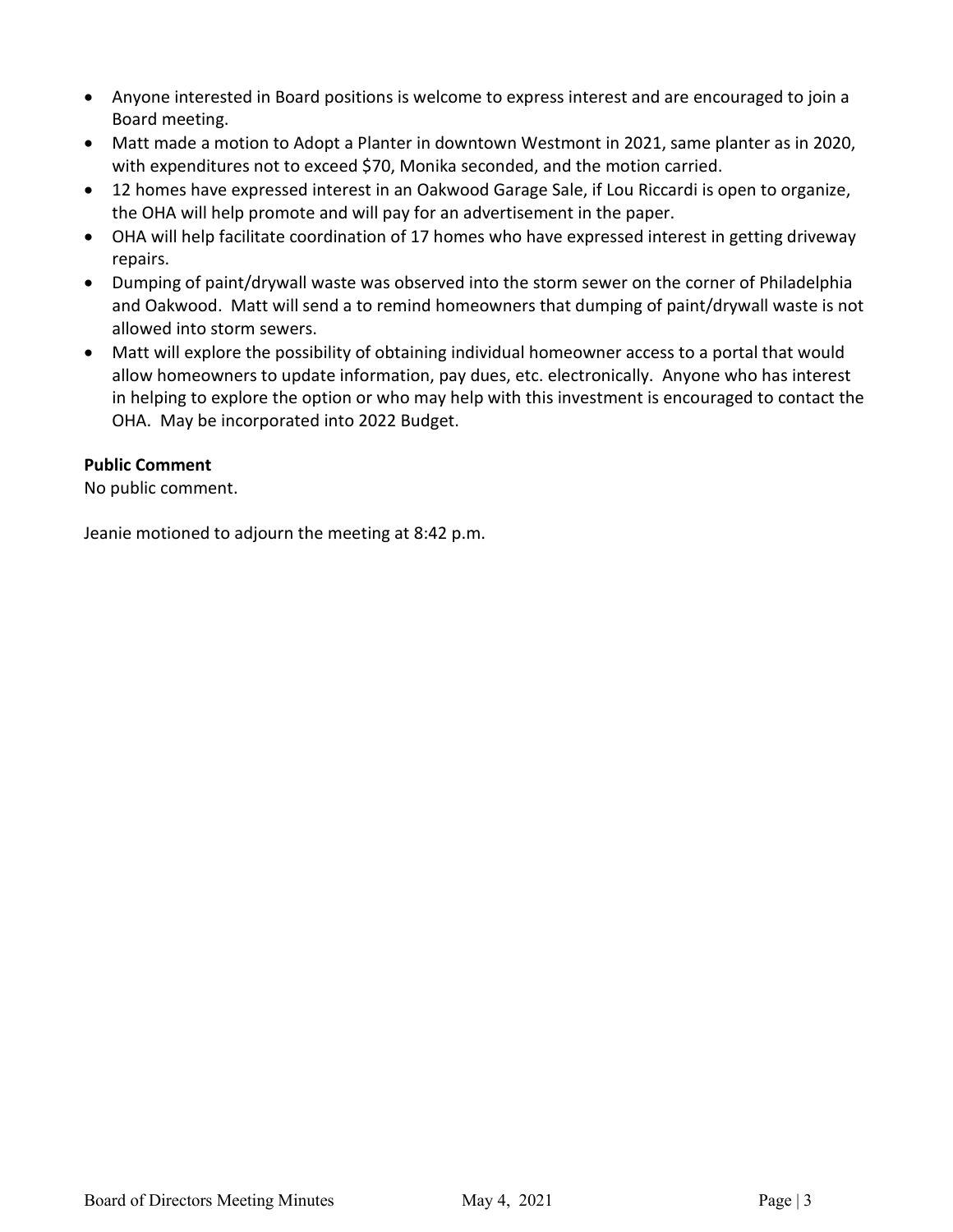- Anyone interested in Board positions is welcome to express interest and are encouraged to join a Board meeting.
- Matt made a motion to Adopt a Planter in downtown Westmont in 2021, same planter as in 2020, with expenditures not to exceed $70, Monika seconded, and the motion carried.
- 12 homes have expressed interest in an Oakwood Garage Sale, if Lou Riccardi is open to organize, the OHA will help promote and will pay for an advertisement in the paper.
- OHA will help facilitate coordination of 17 homes who have expressed interest in getting driveway repairs.
- Dumping of paint/drywall waste was observed into the storm sewer on the corner of Philadelphia and Oakwood. Matt will send a to remind homeowners that dumping of paint/drywall waste is not allowed into storm sewers.
- Matt will explore the possibility of obtaining individual homeowner access to a portal that would allow homeowners to update information, pay dues, etc. electronically. Anyone who has interest in helping to explore the option or who may help with this investment is encouraged to contact the OHA. May be incorporated into 2022 Budget.

**Public Comment**

No public comment.

Jeanie motioned to adjourn the meeting at 8:42 p.m.